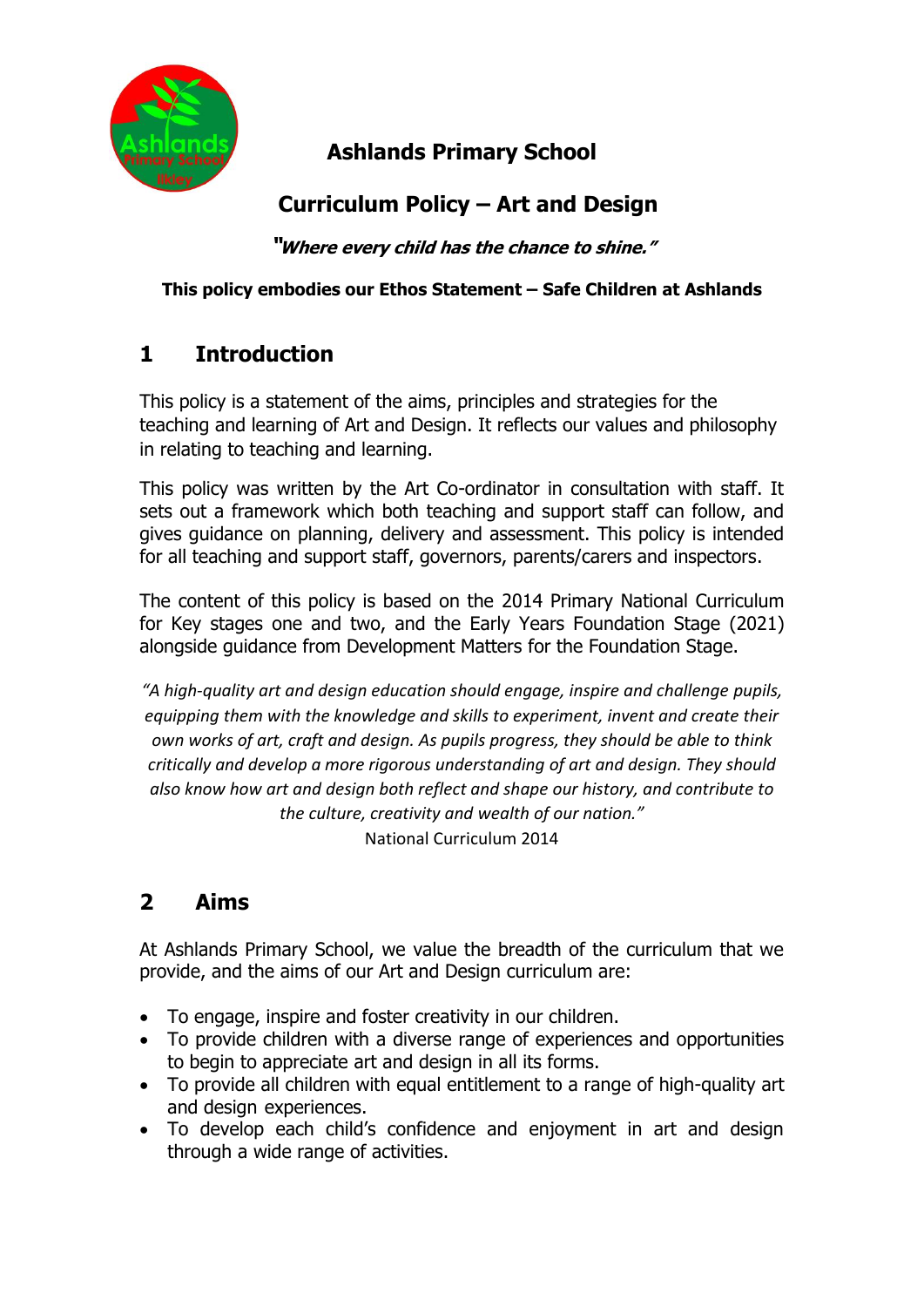# Ashlands Primary School

## Curriculum Policy – Art and Design

***"Where every child has the chance to shine."***

**This policy embodies our Ethos Statement – Safe Children at Ashlands**

## 1 Introduction

This policy is a statement of the aims, principles and strategies for the teaching and learning of Art and Design. It reflects our values and philosophy in relating to teaching and learning.

This policy was written by the Art Co-ordinator in consultation with staff. It sets out a framework which both teaching and support staff can follow, and gives guidance on planning, delivery and assessment. This policy is intended for all teaching and support staff, governors, parents/carers and inspectors.

The content of this policy is based on the 2014 Primary National Curriculum for Key stages one and two, and the Early Years Foundation Stage (2021) alongside guidance from Development Matters for the Foundation Stage.

*"A high-quality art and design education should engage, inspire and challenge pupils, equipping them with the knowledge and skills to experiment, invent and create their own works of art, craft and design. As pupils progress, they should be able to think critically and develop a more rigorous understanding of art and design. They should also know how art and design both reflect and shape our history, and contribute to the culture, creativity and wealth of our nation."*

National Curriculum 2014

## 2 Aims

At Ashlands Primary School, we value the breadth of the curriculum that we provide, and the aims of our Art and Design curriculum are:

- To engage, inspire and foster creativity in our children.
- To provide children with a diverse range of experiences and opportunities to begin to appreciate art and design in all its forms.
- To provide all children with equal entitlement to a range of high-quality art and design experiences.
- To develop each child's confidence and enjoyment in art and design through a wide range of activities.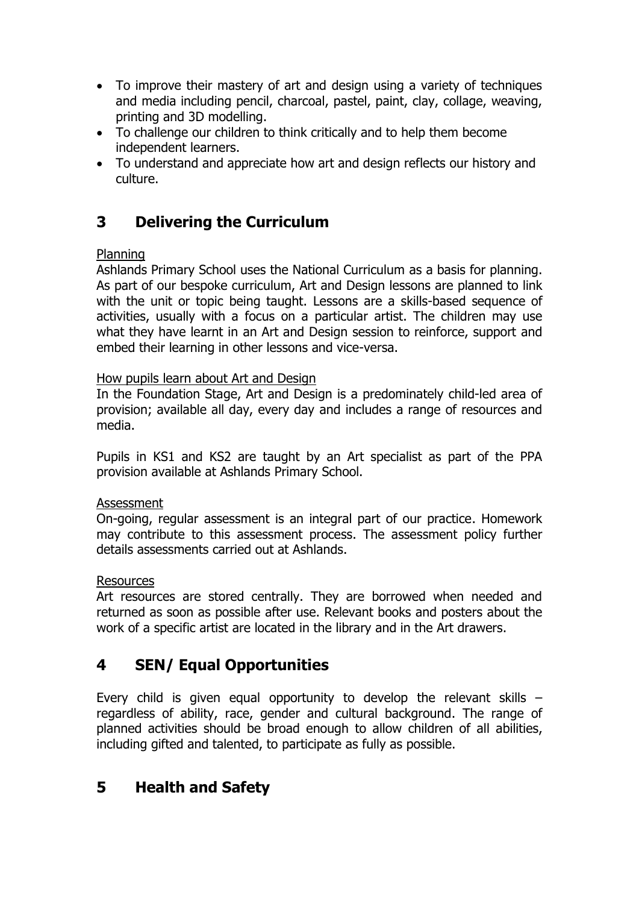- To improve their mastery of art and design using a variety of techniques and media including pencil, charcoal, pastel, paint, clay, collage, weaving, printing and 3D modelling.
- To challenge our children to think critically and to help them become independent learners.
- To understand and appreciate how art and design reflects our history and culture.

## 3 Delivering the Curriculum

Planning

Ashlands Primary School uses the National Curriculum as a basis for planning. As part of our bespoke curriculum, Art and Design lessons are planned to link with the unit or topic being taught. Lessons are a skills-based sequence of activities, usually with a focus on a particular artist. The children may use what they have learnt in an Art and Design session to reinforce, support and embed their learning in other lessons and vice-versa.

How pupils learn about Art and Design

In the Foundation Stage, Art and Design is a predominately child-led area of provision; available all day, every day and includes a range of resources and media.

Pupils in KS1 and KS2 are taught by an Art specialist as part of the PPA provision available at Ashlands Primary School.

Assessment

On-going, regular assessment is an integral part of our practice. Homework may contribute to this assessment process. The assessment policy further details assessments carried out at Ashlands.

Resources

Art resources are stored centrally. They are borrowed when needed and returned as soon as possible after use. Relevant books and posters about the work of a specific artist are located in the library and in the Art drawers.

## 4 SEN/ Equal Opportunities

Every child is given equal opportunity to develop the relevant skills – regardless of ability, race, gender and cultural background. The range of planned activities should be broad enough to allow children of all abilities, including gifted and talented, to participate as fully as possible.

## 5 Health and Safety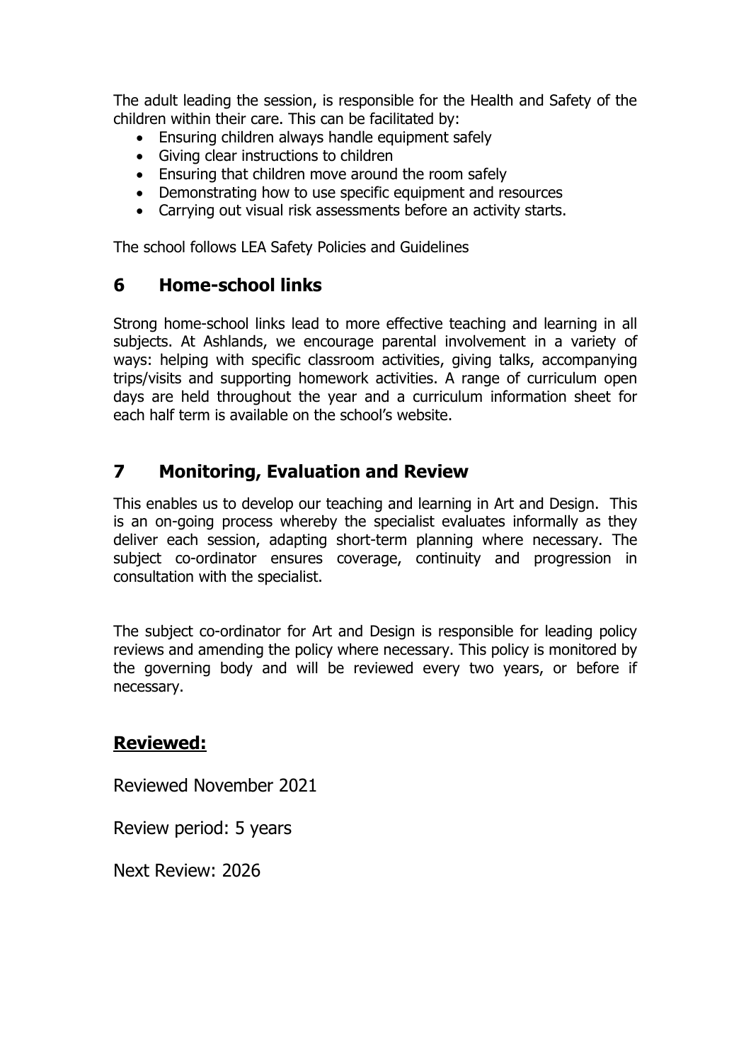The adult leading the session, is responsible for the Health and Safety of the children within their care. This can be facilitated by:

- Ensuring children always handle equipment safely
- Giving clear instructions to children
- Ensuring that children move around the room safely
- Demonstrating how to use specific equipment and resources
- Carrying out visual risk assessments before an activity starts.

The school follows LEA Safety Policies and Guidelines

## 6 Home-school links

Strong home-school links lead to more effective teaching and learning in all subjects. At Ashlands, we encourage parental involvement in a variety of ways: helping with specific classroom activities, giving talks, accompanying trips/visits and supporting homework activities. A range of curriculum open days are held throughout the year and a curriculum information sheet for each half term is available on the school's website.

## 7 Monitoring, Evaluation and Review

This enables us to develop our teaching and learning in Art and Design. This is an on-going process whereby the specialist evaluates informally as they deliver each session, adapting short-term planning where necessary. The subject co-ordinator ensures coverage, continuity and progression in consultation with the specialist.

The subject co-ordinator for Art and Design is responsible for leading policy reviews and amending the policy where necessary. This policy is monitored by the governing body and will be reviewed every two years, or before if necessary.

## Reviewed:

Reviewed November 2021

Review period: 5 years

Next Review: 2026